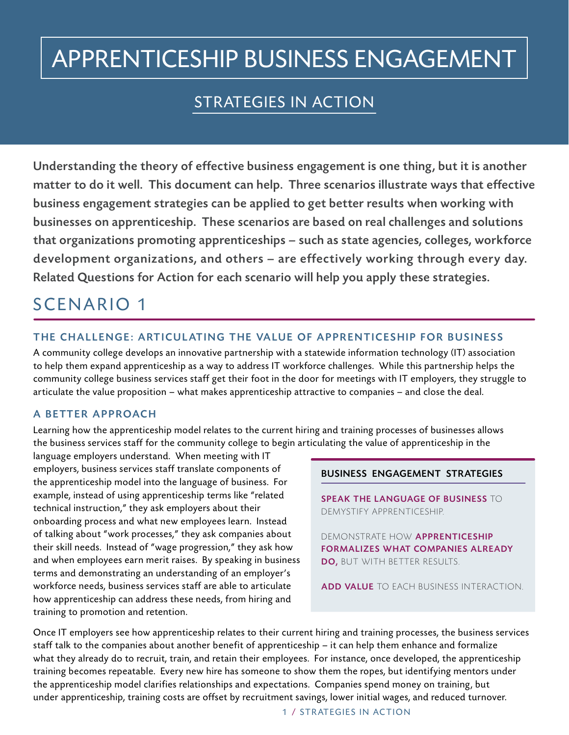# APPRENTICESHIP BUSINESS ENGAGEMENT

## STRATEGIES IN ACTION

**Understanding the theory of effective business engagement is one thing, but it is another matter to do it well. This document can help. Three scenarios illustrate ways that effective business engagement strategies can be applied to get better results when working with businesses on apprenticeship. These scenarios are based on real challenges and solutions that organizations promoting apprenticeships – such as state agencies, colleges, workforce development organizations, and others – are effectively working through every day. Related Questions for Action for each scenario will help you apply these strategies.**

## SCENARIO 1

### THE CHALLENGE: ARTICULATING THE VALUE OF APPRENTICESHIP FOR BUSINESS

A community college develops an innovative partnership with a statewide information technology (IT) association to help them expand apprenticeship as a way to address IT workforce challenges. While this partnership helps the community college business services staff get their foot in the door for meetings with IT employers, they struggle to articulate the value proposition – what makes apprenticeship attractive to companies – and close the deal.

### A BETTER APPROACH

Learning how the apprenticeship model relates to the current hiring and training processes of businesses allows the business services staff for the community college to begin articulating the value of apprenticeship in the language employers understand. When meeting with IT employers, business services staff translate components of the apprenticeship model into the language of business. For example, instead of using apprenticeship terms like "related technical instruction," they ask employers about their onboarding process and what new employees learn. Instead of talking about "work processes," they ask companies about their skill needs. Instead of "wage progression," they ask how and when employees earn merit raises. By speaking in business terms and demonstrating an understanding of an employer's workforce needs, business services staff are able to articulate how apprenticeship can address these needs, from hiring and training to promotion and retention.

> **BUSINESS ENGAGEMENT STRATEGIES**
>
> **SPEAK THE LANGUAGE OF BUSINESS** TO DEMYSTIFY APPRENTICESHIP.
>
> DEMONSTRATE HOW **APPRENTICESHIP FORMALIZES WHAT COMPANIES ALREADY DO,** BUT WITH BETTER RESULTS.
>
> **ADD VALUE** TO EACH BUSINESS INTERACTION.

Once IT employers see how apprenticeship relates to their current hiring and training processes, the business services staff talk to the companies about another benefit of apprenticeship – it can help them enhance and formalize what they already do to recruit, train, and retain their employees. For instance, once developed, the apprenticeship training becomes repeatable. Every new hire has someone to show them the ropes, but identifying mentors under the apprenticeship model clarifies relationships and expectations. Companies spend money on training, but under apprenticeship, training costs are offset by recruitment savings, lower initial wages, and reduced turnover.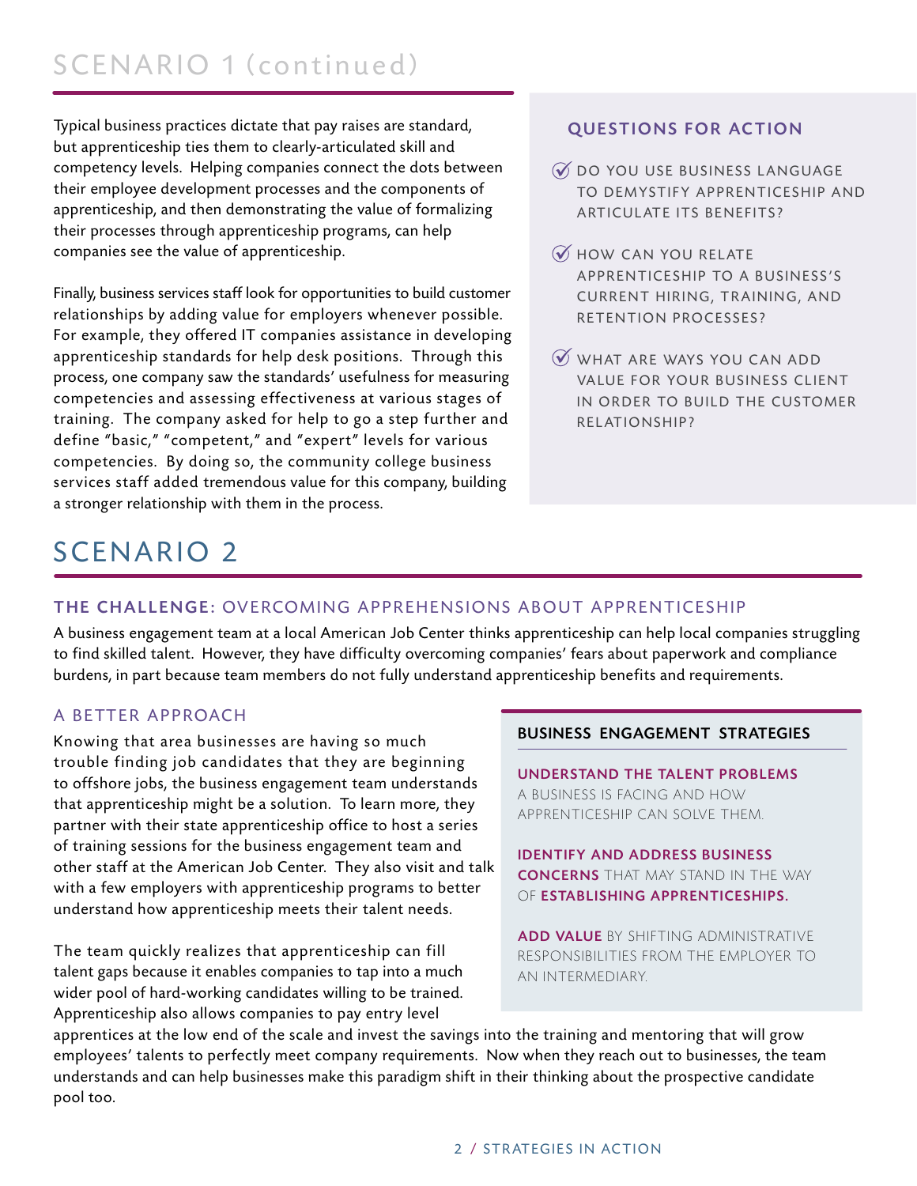## SCENARIO 1 (continued)

Typical business practices dictate that pay raises are standard, but apprenticeship ties them to clearly-articulated skill and competency levels. Helping companies connect the dots between their employee development processes and the components of apprenticeship, and then demonstrating the value of formalizing their processes through apprenticeship programs, can help companies see the value of apprenticeship.

Finally, business services staff look for opportunities to build customer relationships by adding value for employers whenever possible. For example, they offered IT companies assistance in developing apprenticeship standards for help desk positions. Through this process, one company saw the standards' usefulness for measuring competencies and assessing effectiveness at various stages of training. The company asked for help to go a step further and define "basic," "competent," and "expert" levels for various competencies. By doing so, the community college business services staff added tremendous value for this company, building a stronger relationship with them in the process.

### QUESTIONS FOR ACTION

- DO YOU USE BUSINESS LANGUAGE TO DEMYSTIFY APPRENTICESHIP AND ARTICULATE ITS BENEFITS?
- HOW CAN YOU RELATE APPRENTICESHIP TO A BUSINESS'S CURRENT HIRING, TRAINING, AND RETENTION PROCESSES?
- WHAT ARE WAYS YOU CAN ADD VALUE FOR YOUR BUSINESS CLIENT IN ORDER TO BUILD THE CUSTOMER RELATIONSHIP?

## SCENARIO 2

### THE CHALLENGE: OVERCOMING APPREHENSIONS ABOUT APPRENTICESHIP

A business engagement team at a local American Job Center thinks apprenticeship can help local companies struggling to find skilled talent. However, they have difficulty overcoming companies' fears about paperwork and compliance burdens, in part because team members do not fully understand apprenticeship benefits and requirements.

### A BETTER APPROACH

Knowing that area businesses are having so much trouble finding job candidates that they are beginning to offshore jobs, the business engagement team understands that apprenticeship might be a solution. To learn more, they partner with their state apprenticeship office to host a series of training sessions for the business engagement team and other staff at the American Job Center. They also visit and talk with a few employers with apprenticeship programs to better understand how apprenticeship meets their talent needs.

The team quickly realizes that apprenticeship can fill talent gaps because it enables companies to tap into a much wider pool of hard-working candidates willing to be trained. Apprenticeship also allows companies to pay entry level apprentices at the low end of the scale and invest the savings into the training and mentoring that will grow employees' talents to perfectly meet company requirements. Now when they reach out to businesses, the team understands and can help businesses make this paradigm shift in their thinking about the prospective candidate pool too.

### BUSINESS ENGAGEMENT STRATEGIES

**UNDERSTAND THE TALENT PROBLEMS** A BUSINESS IS FACING AND HOW APPRENTICESHIP CAN SOLVE THEM.

**IDENTIFY AND ADDRESS BUSINESS CONCERNS** THAT MAY STAND IN THE WAY OF **ESTABLISHING APPRENTICESHIPS.**

**ADD VALUE** BY SHIFTING ADMINISTRATIVE RESPONSIBILITIES FROM THE EMPLOYER TO AN INTERMEDIARY.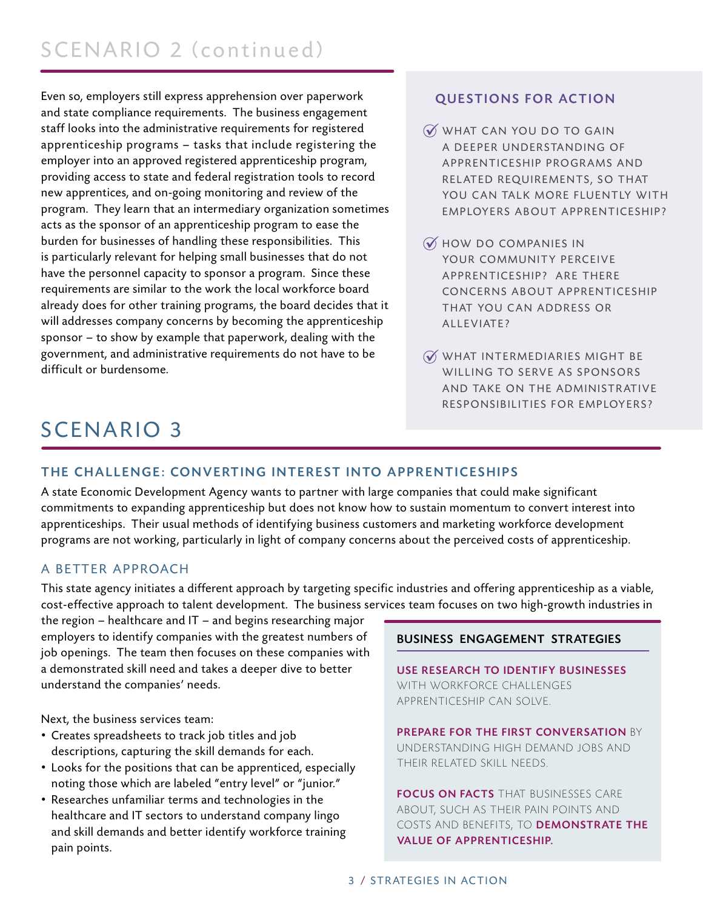# SCENARIO 2 (continued)

Even so, employers still express apprehension over paperwork and state compliance requirements. The business engagement staff looks into the administrative requirements for registered apprenticeship programs – tasks that include registering the employer into an approved registered apprenticeship program, providing access to state and federal registration tools to record new apprentices, and on-going monitoring and review of the program. They learn that an intermediary organization sometimes acts as the sponsor of an apprenticeship program to ease the burden for businesses of handling these responsibilities. This is particularly relevant for helping small businesses that do not have the personnel capacity to sponsor a program. Since these requirements are similar to the work the local workforce board already does for other training programs, the board decides that it will addresses company concerns by becoming the apprenticeship sponsor – to show by example that paperwork, dealing with the government, and administrative requirements do not have to be difficult or burdensome.

### QUESTIONS FOR ACTION

- WHAT CAN YOU DO TO GAIN A DEEPER UNDERSTANDING OF APPRENTICESHIP PROGRAMS AND RELATED REQUIREMENTS, SO THAT YOU CAN TALK MORE FLUENTLY WITH EMPLOYERS ABOUT APPRENTICESHIP?
- HOW DO COMPANIES IN YOUR COMMUNITY PERCEIVE APPRENTICESHIP? ARE THERE CONCERNS ABOUT APPRENTICESHIP THAT YOU CAN ADDRESS OR ALLEVIATE?
- WHAT INTERMEDIARIES MIGHT BE WILLING TO SERVE AS SPONSORS AND TAKE ON THE ADMINISTRATIVE RESPONSIBILITIES FOR EMPLOYERS?

# SCENARIO 3

## THE CHALLENGE: CONVERTING INTEREST INTO APPRENTICESHIPS

A state Economic Development Agency wants to partner with large companies that could make significant commitments to expanding apprenticeship but does not know how to sustain momentum to convert interest into apprenticeships. Their usual methods of identifying business customers and marketing workforce development programs are not working, particularly in light of company concerns about the perceived costs of apprenticeship.

## A BETTER APPROACH

This state agency initiates a different approach by targeting specific industries and offering apprenticeship as a viable, cost-effective approach to talent development. The business services team focuses on two high-growth industries in the region – healthcare and IT – and begins researching major employers to identify companies with the greatest numbers of job openings. The team then focuses on these companies with a demonstrated skill need and takes a deeper dive to better understand the companies' needs.

Next, the business services team:

- Creates spreadsheets to track job titles and job descriptions, capturing the skill demands for each.
- Looks for the positions that can be apprenticed, especially noting those which are labeled "entry level" or "junior."
- Researches unfamiliar terms and technologies in the healthcare and IT sectors to understand company lingo and skill demands and better identify workforce training pain points.

### BUSINESS ENGAGEMENT STRATEGIES

**USE RESEARCH TO IDENTIFY BUSINESSES** WITH WORKFORCE CHALLENGES APPRENTICESHIP CAN SOLVE.

**PREPARE FOR THE FIRST CONVERSATION** BY UNDERSTANDING HIGH DEMAND JOBS AND THEIR RELATED SKILL NEEDS.

**FOCUS ON FACTS** THAT BUSINESSES CARE ABOUT, SUCH AS THEIR PAIN POINTS AND COSTS AND BENEFITS, TO **DEMONSTRATE THE VALUE OF APPRENTICESHIP.**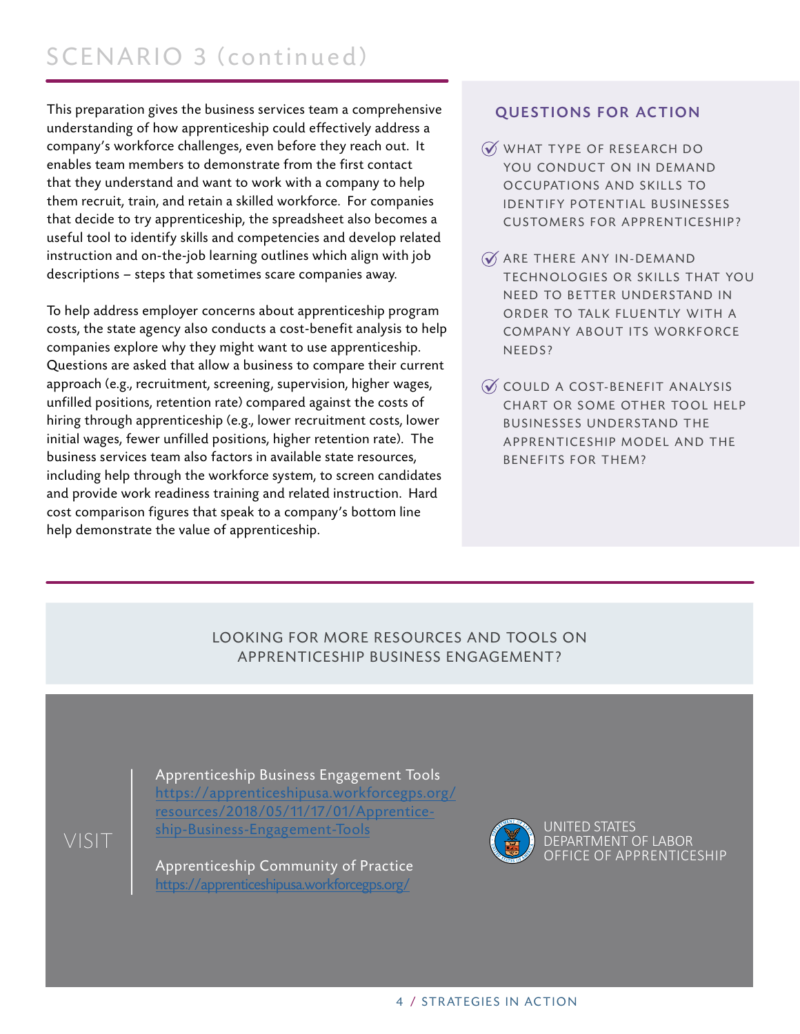# SCENARIO 3 (continued)

This preparation gives the business services team a comprehensive understanding of how apprenticeship could effectively address a company's workforce challenges, even before they reach out. It enables team members to demonstrate from the first contact that they understand and want to work with a company to help them recruit, train, and retain a skilled workforce. For companies that decide to try apprenticeship, the spreadsheet also becomes a useful tool to identify skills and competencies and develop related instruction and on-the-job learning outlines which align with job descriptions – steps that sometimes scare companies away.

To help address employer concerns about apprenticeship program costs, the state agency also conducts a cost-benefit analysis to help companies explore why they might want to use apprenticeship. Questions are asked that allow a business to compare their current approach (e.g., recruitment, screening, supervision, higher wages, unfilled positions, retention rate) compared against the costs of hiring through apprenticeship (e.g., lower recruitment costs, lower initial wages, fewer unfilled positions, higher retention rate). The business services team also factors in available state resources, including help through the workforce system, to screen candidates and provide work readiness training and related instruction. Hard cost comparison figures that speak to a company's bottom line help demonstrate the value of apprenticeship.

## QUESTIONS FOR ACTION

- WHAT TYPE OF RESEARCH DO YOU CONDUCT ON IN DEMAND OCCUPATIONS AND SKILLS TO IDENTIFY POTENTIAL BUSINESSES CUSTOMERS FOR APPRENTICESHIP?
- ARE THERE ANY IN-DEMAND TECHNOLOGIES OR SKILLS THAT YOU NEED TO BETTER UNDERSTAND IN ORDER TO TALK FLUENTLY WITH A COMPANY ABOUT ITS WORKFORCE NEEDS?
- COULD A COST-BENEFIT ANALYSIS CHART OR SOME OTHER TOOL HELP BUSINESSES UNDERSTAND THE APPRENTICESHIP MODEL AND THE BENEFITS FOR THEM?

LOOKING FOR MORE RESOURCES AND TOOLS ON APPRENTICESHIP BUSINESS ENGAGEMENT?

VISIT

Apprenticeship Business Engagement Tools
https://apprenticeshipusa.workforcegps.org/resources/2018/05/11/17/01/Apprenticeship-Business-Engagement-Tools

Apprenticeship Community of Practice
https://apprenticeshipusa.workforcegps.org/

UNITED STATES
DEPARTMENT OF LABOR
OFFICE OF APPRENTICESHIP